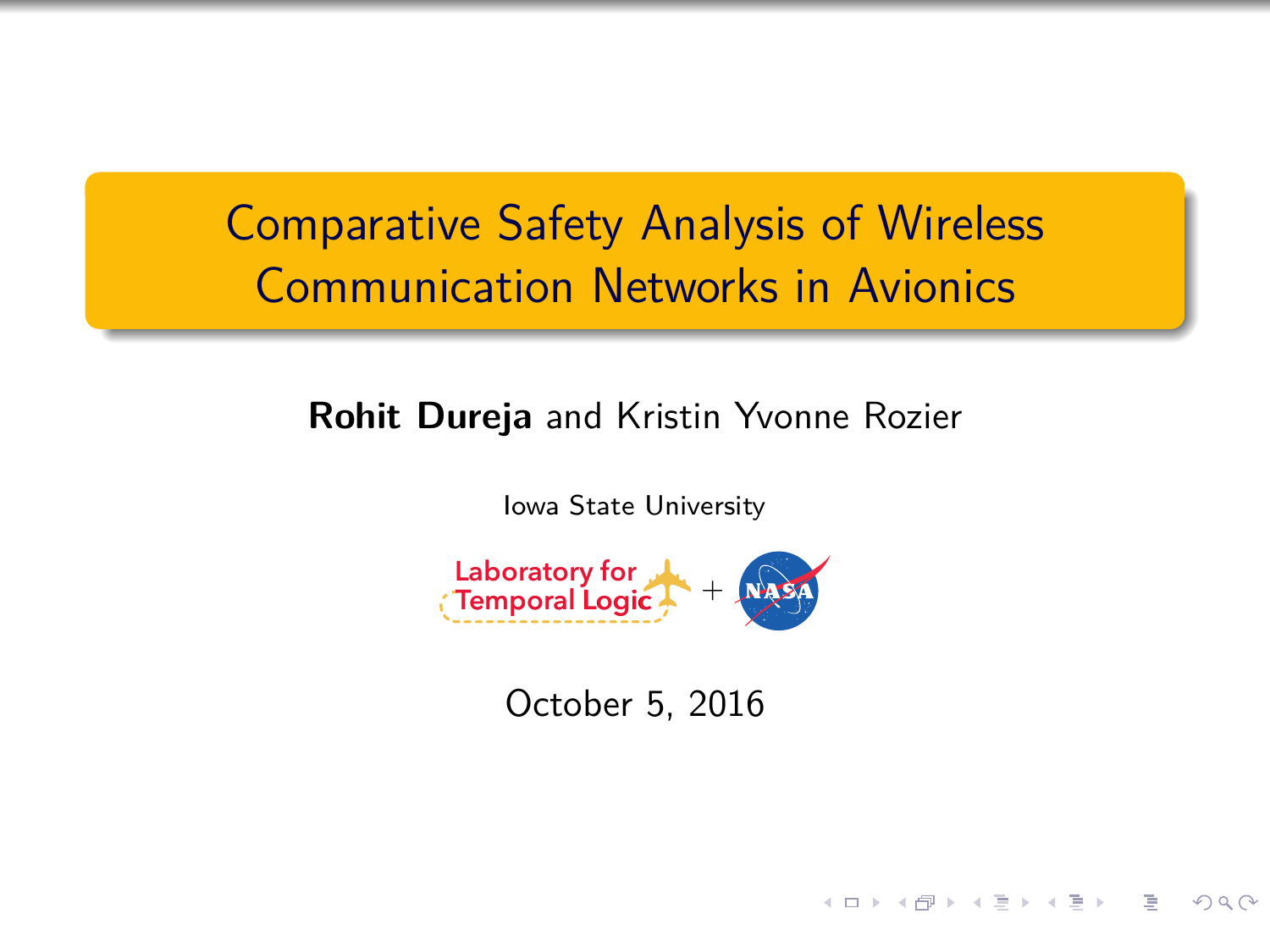# Comparative Safety Analysis of Wireless Communication Networks in Avionics

**Rohit Dureja** and Kristin Yvonne Rozier

Iowa State University

Laboratory for Temporal Logic + NASA

October 5, 2016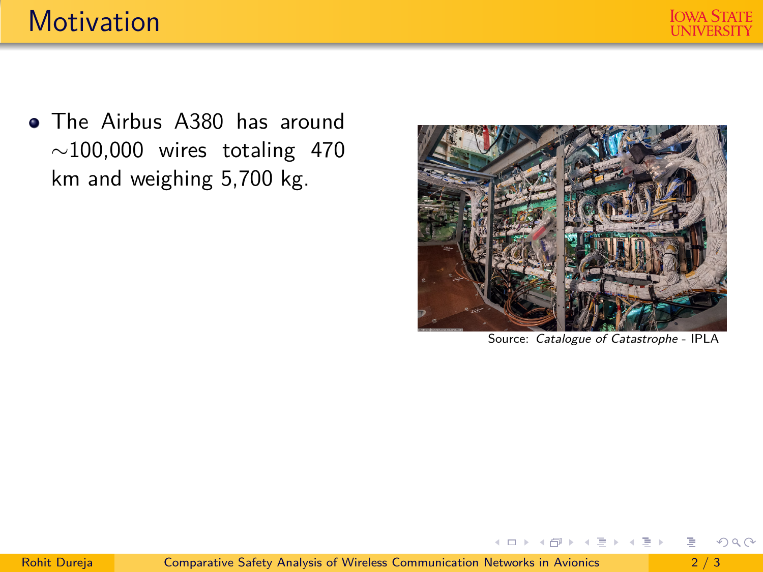# Motivation

- The Airbus A380 has around $\sim$100,000 wires totaling 470 km and weighing 5,700 kg.

Source: *Catalogue of Catastrophe* - IPLA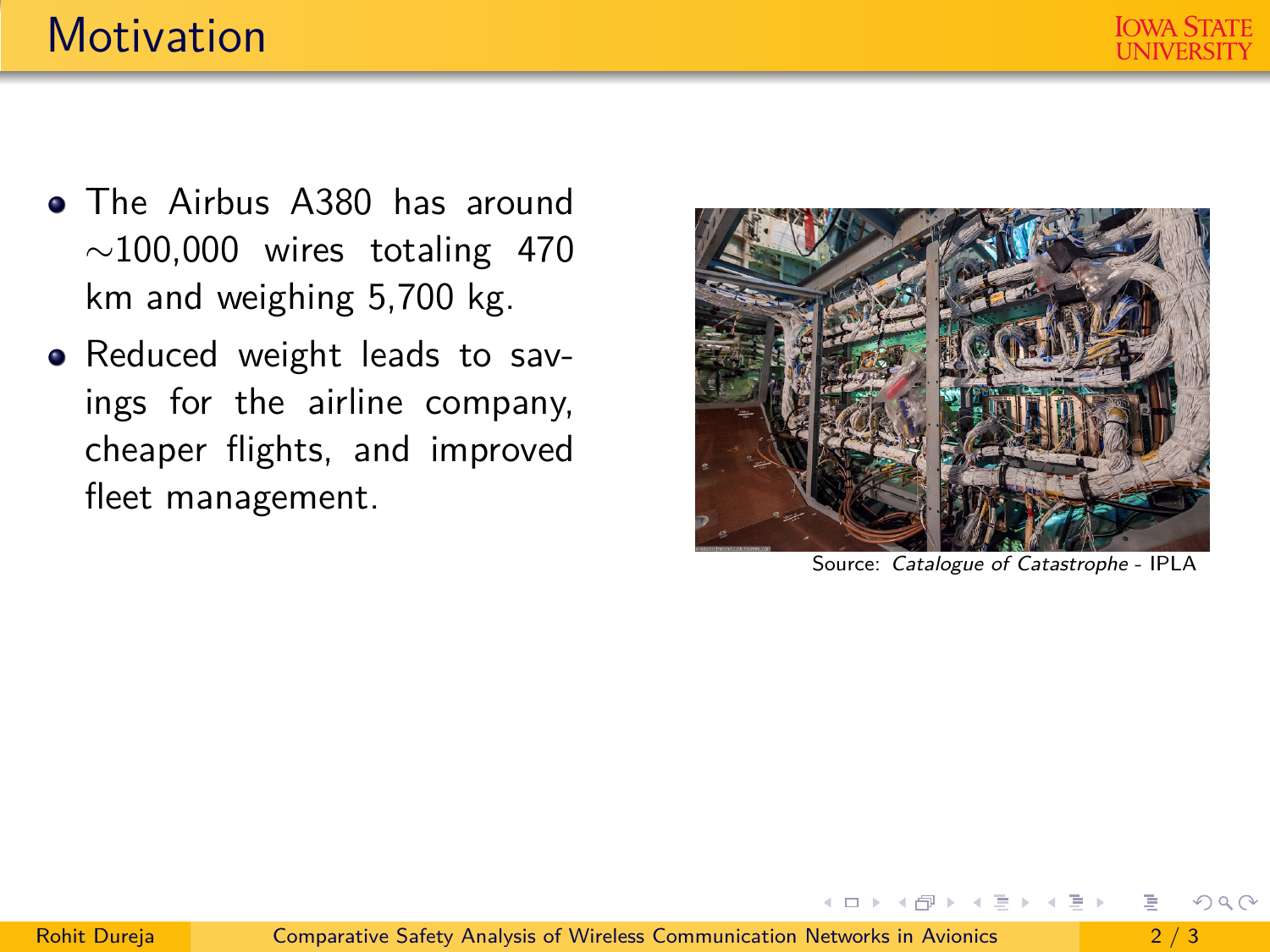# Motivation

- The Airbus A380 has around $\sim$100,000 wires totaling 470 km and weighing 5,700 kg.
- Reduced weight leads to savings for the airline company, cheaper flights, and improved fleet management.

Source: *Catalogue of Catastrophe* - IPLA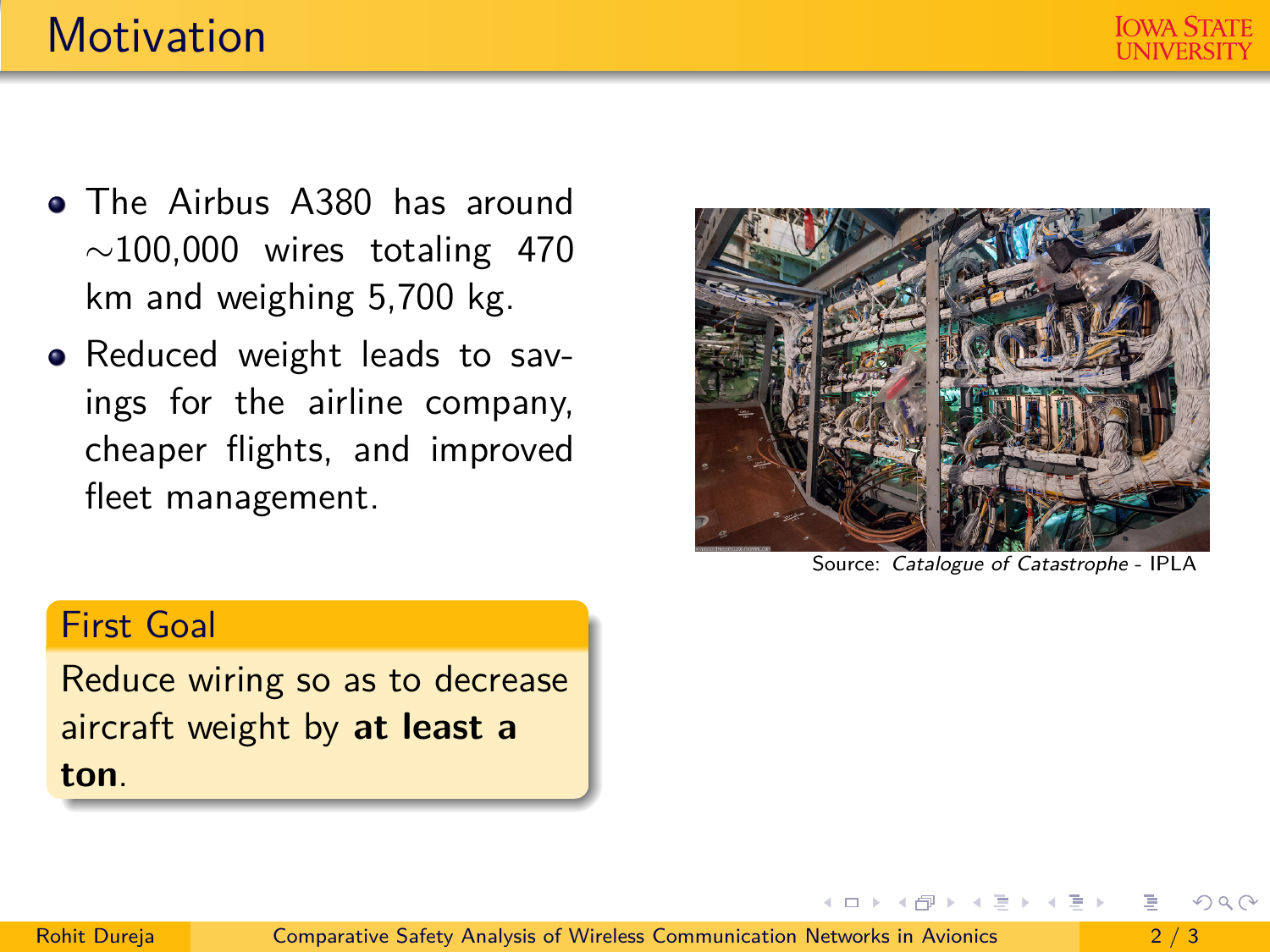# Motivation

- The Airbus A380 has around ∼100,000 wires totaling 470 km and weighing 5,700 kg.
- Reduced weight leads to savings for the airline company, cheaper flights, and improved fleet management.

Source: *Catalogue of Catastrophe* - IPLA

**First Goal**

Reduce wiring so as to decrease aircraft weight by **at least a ton**.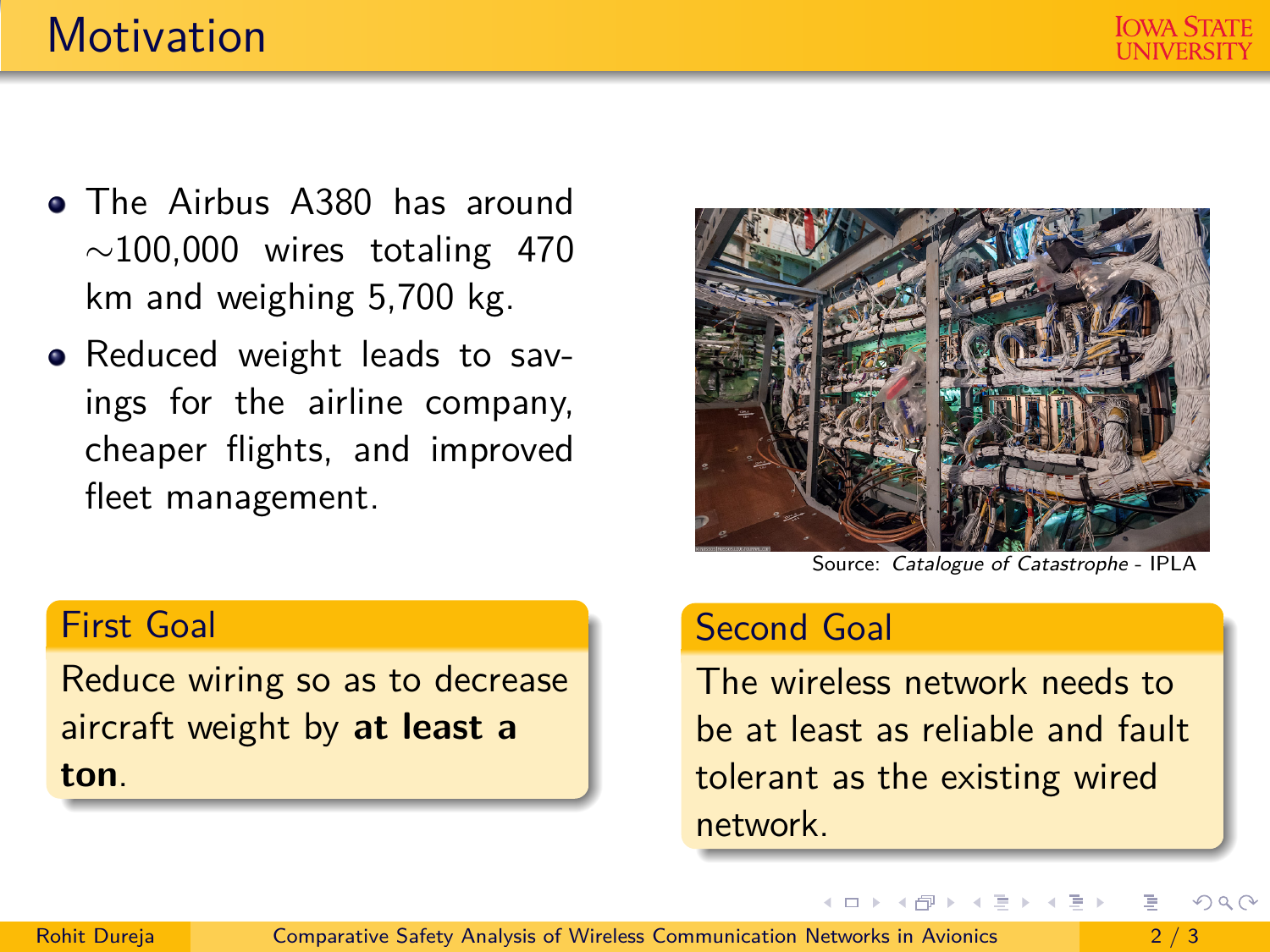# Motivation

- The Airbus A380 has around $\sim$100,000 wires totaling 470 km and weighing 5,700 kg.
- Reduced weight leads to savings for the airline company, cheaper flights, and improved fleet management.

Source: *Catalogue of Catastrophe* - IPLA

**First Goal**

Reduce wiring so as to decrease aircraft weight by **at least a ton**.

**Second Goal**

The wireless network needs to be at least as reliable and fault tolerant as the existing wired network.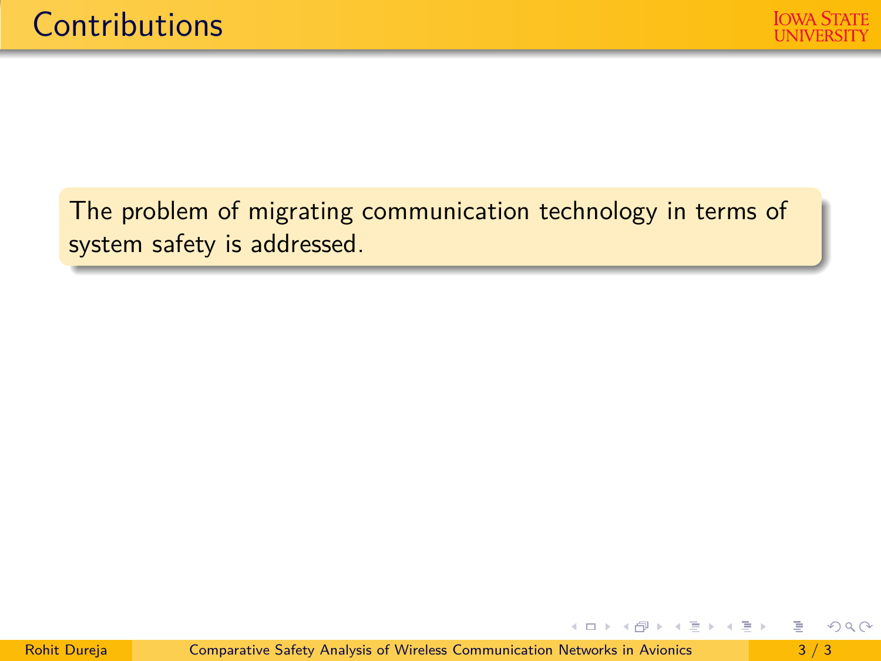# Contributions

The problem of migrating communication technology in terms of system safety is addressed.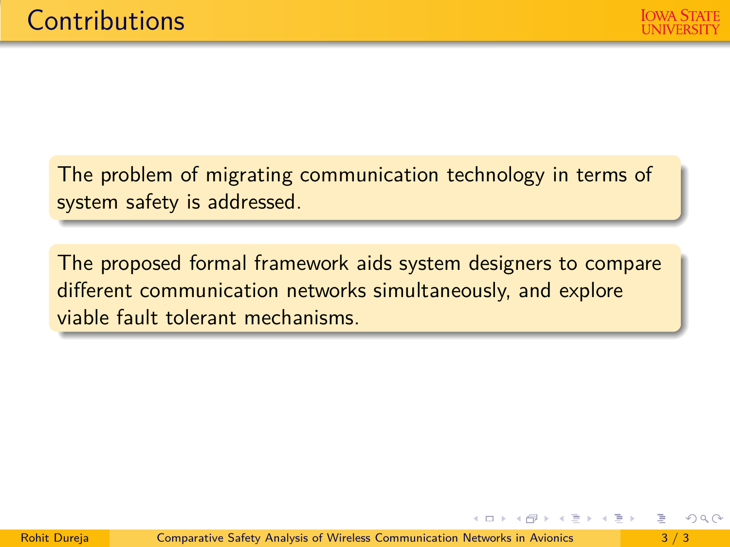# Contributions

The problem of migrating communication technology in terms of system safety is addressed.

The proposed formal framework aids system designers to compare different communication networks simultaneously, and explore viable fault tolerant mechanisms.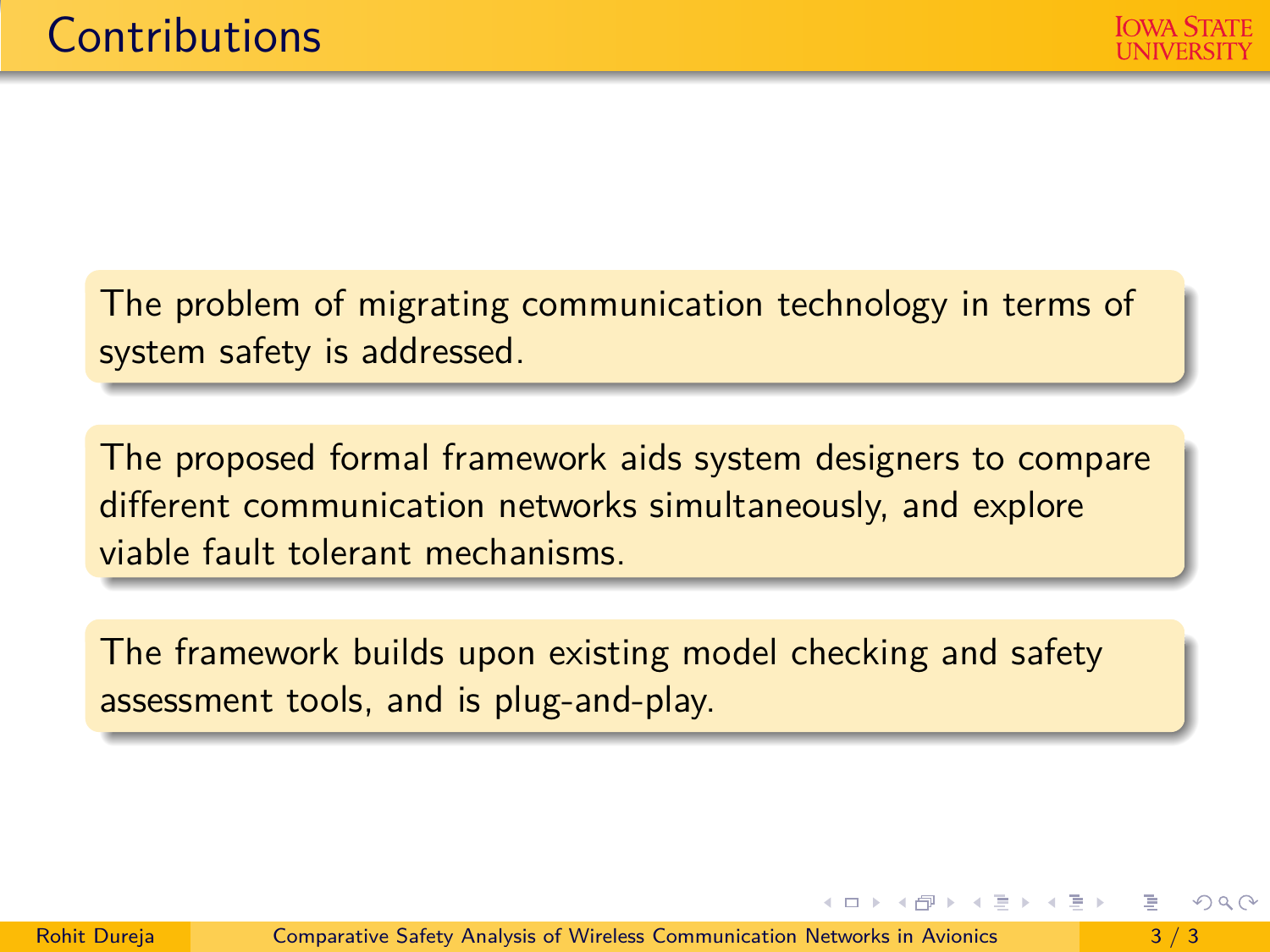# Contributions

The problem of migrating communication technology in terms of system safety is addressed.

The proposed formal framework aids system designers to compare different communication networks simultaneously, and explore viable fault tolerant mechanisms.

The framework builds upon existing model checking and safety assessment tools, and is plug-and-play.